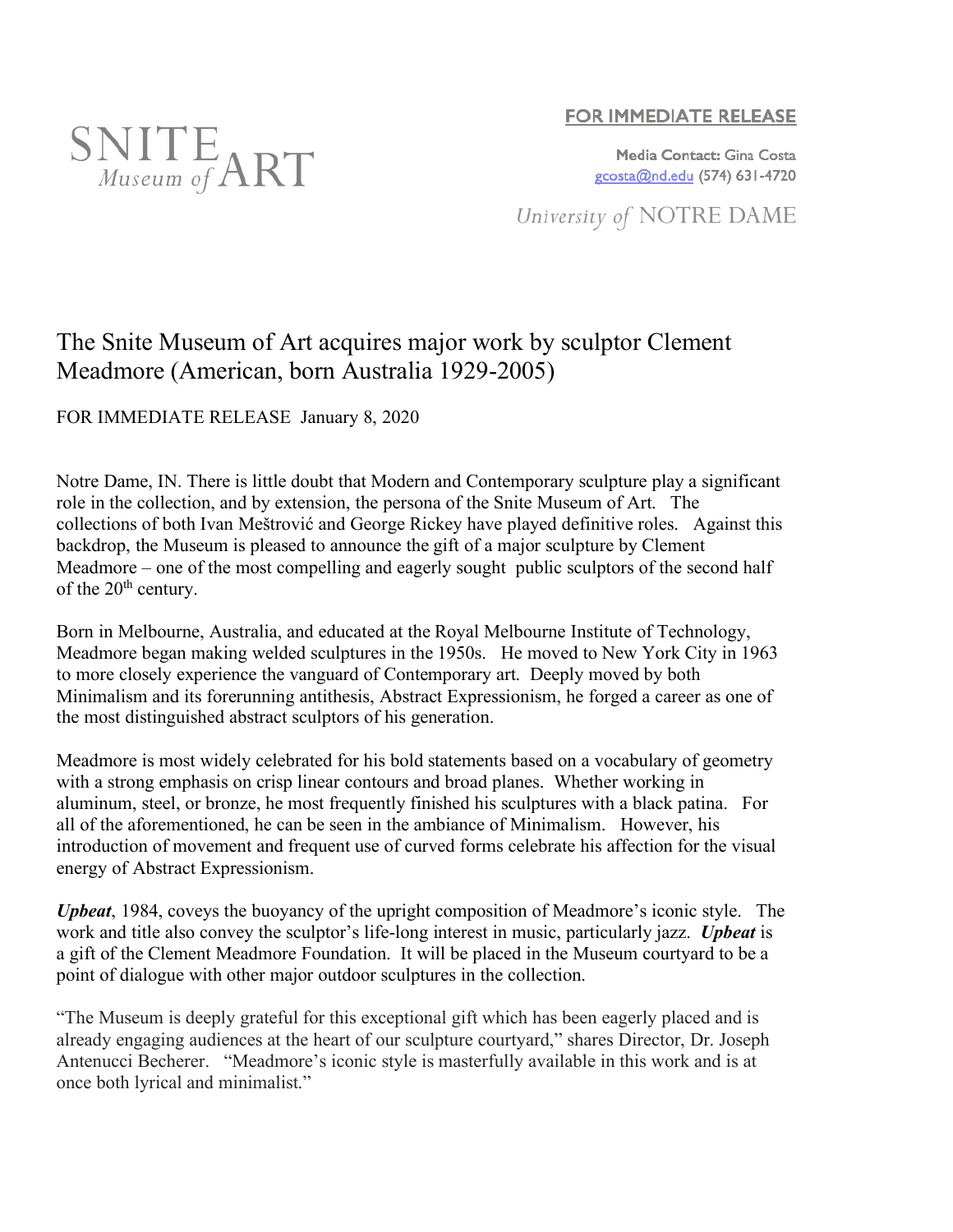SNITE Museum of ART

**FOR IMMEDIATE RELEASE**

**Media Contact:** Gina Costa
gcosta@nd.edu (574) 631-4720

University of NOTRE DAME

# The Snite Museum of Art acquires major work by sculptor Clement Meadmore (American, born Australia 1929-2005)

FOR IMMEDIATE RELEASE January 8, 2020

Notre Dame, IN. There is little doubt that Modern and Contemporary sculpture play a significant role in the collection, and by extension, the persona of the Snite Museum of Art. The collections of both Ivan Meštrović and George Rickey have played definitive roles. Against this backdrop, the Museum is pleased to announce the gift of a major sculpture by Clement Meadmore – one of the most compelling and eagerly sought public sculptors of the second half of the 20th century.

Born in Melbourne, Australia, and educated at the Royal Melbourne Institute of Technology, Meadmore began making welded sculptures in the 1950s. He moved to New York City in 1963 to more closely experience the vanguard of Contemporary art. Deeply moved by both Minimalism and its forerunning antithesis, Abstract Expressionism, he forged a career as one of the most distinguished abstract sculptors of his generation.

Meadmore is most widely celebrated for his bold statements based on a vocabulary of geometry with a strong emphasis on crisp linear contours and broad planes. Whether working in aluminum, steel, or bronze, he most frequently finished his sculptures with a black patina. For all of the aforementioned, he can be seen in the ambiance of Minimalism. However, his introduction of movement and frequent use of curved forms celebrate his affection for the visual energy of Abstract Expressionism.

***Upbeat***, 1984, coveys the buoyancy of the upright composition of Meadmore's iconic style. The work and title also convey the sculptor's life-long interest in music, particularly jazz. ***Upbeat*** is a gift of the Clement Meadmore Foundation. It will be placed in the Museum courtyard to be a point of dialogue with other major outdoor sculptures in the collection.

"The Museum is deeply grateful for this exceptional gift which has been eagerly placed and is already engaging audiences at the heart of our sculpture courtyard," shares Director, Dr. Joseph Antenucci Becherer. "Meadmore's iconic style is masterfully available in this work and is at once both lyrical and minimalist."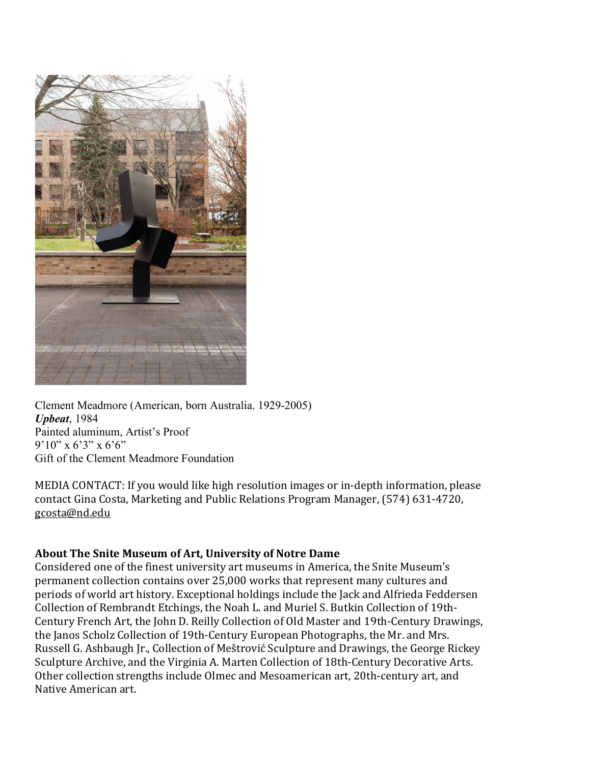Clement Meadmore (American, born Australia. 1929-2005)
***Upbeat***, 1984
Painted aluminum, Artist's Proof
9'10" x 6'3" x 6'6"
Gift of the Clement Meadmore Foundation

MEDIA CONTACT: If you would like high resolution images or in-depth information, please contact Gina Costa, Marketing and Public Relations Program Manager, (574) 631-4720, gcosta@nd.edu

**About The Snite Museum of Art, University of Notre Dame**
Considered one of the finest university art museums in America, the Snite Museum's permanent collection contains over 25,000 works that represent many cultures and periods of world art history. Exceptional holdings include the Jack and Alfrieda Feddersen Collection of Rembrandt Etchings, the Noah L. and Muriel S. Butkin Collection of 19th-Century French Art, the John D. Reilly Collection of Old Master and 19th-Century Drawings, the Janos Scholz Collection of 19th-Century European Photographs, the Mr. and Mrs. Russell G. Ashbaugh Jr., Collection of Meštrović Sculpture and Drawings, the George Rickey Sculpture Archive, and the Virginia A. Marten Collection of 18th-Century Decorative Arts. Other collection strengths include Olmec and Mesoamerican art, 20th-century art, and Native American art.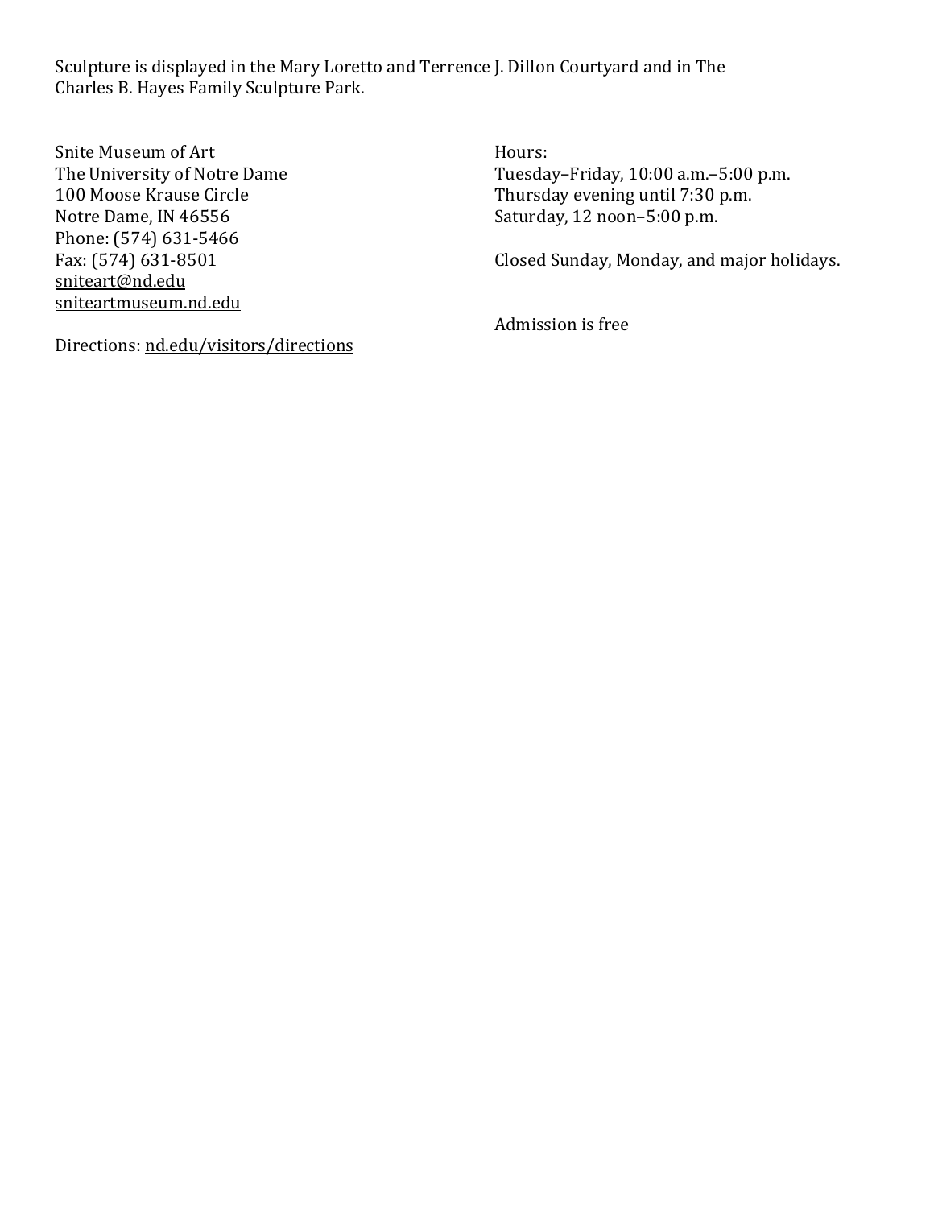Sculpture is displayed in the Mary Loretto and Terrence J. Dillon Courtyard and in The Charles B. Hayes Family Sculpture Park.

Snite Museum of Art
The University of Notre Dame
100 Moose Krause Circle
Notre Dame, IN 46556
Phone: (574) 631-5466
Fax: (574) 631-8501
sniteart@nd.edu
sniteartmuseum.nd.edu

Directions: nd.edu/visitors/directions

Hours:
Tuesday–Friday, 10:00 a.m.–5:00 p.m.
Thursday evening until 7:30 p.m.
Saturday, 12 noon–5:00 p.m.

Closed Sunday, Monday, and major holidays.

Admission is free